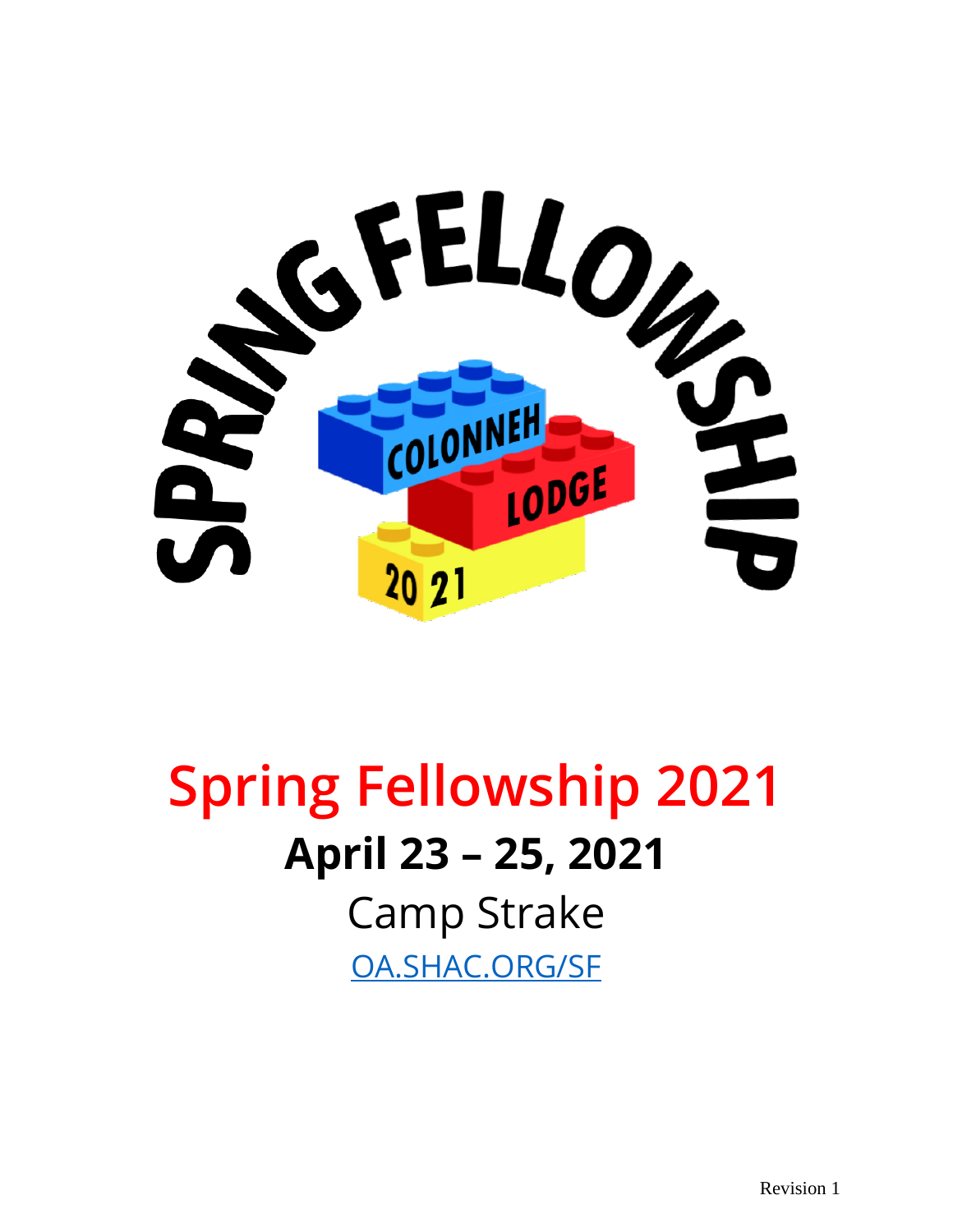# Spring Fellowship 2021

## April 23 – 25, 2021

Camp Strake

[OA.SHAC.ORG/SF](OA.SHAC.ORG/SF)

Revision 1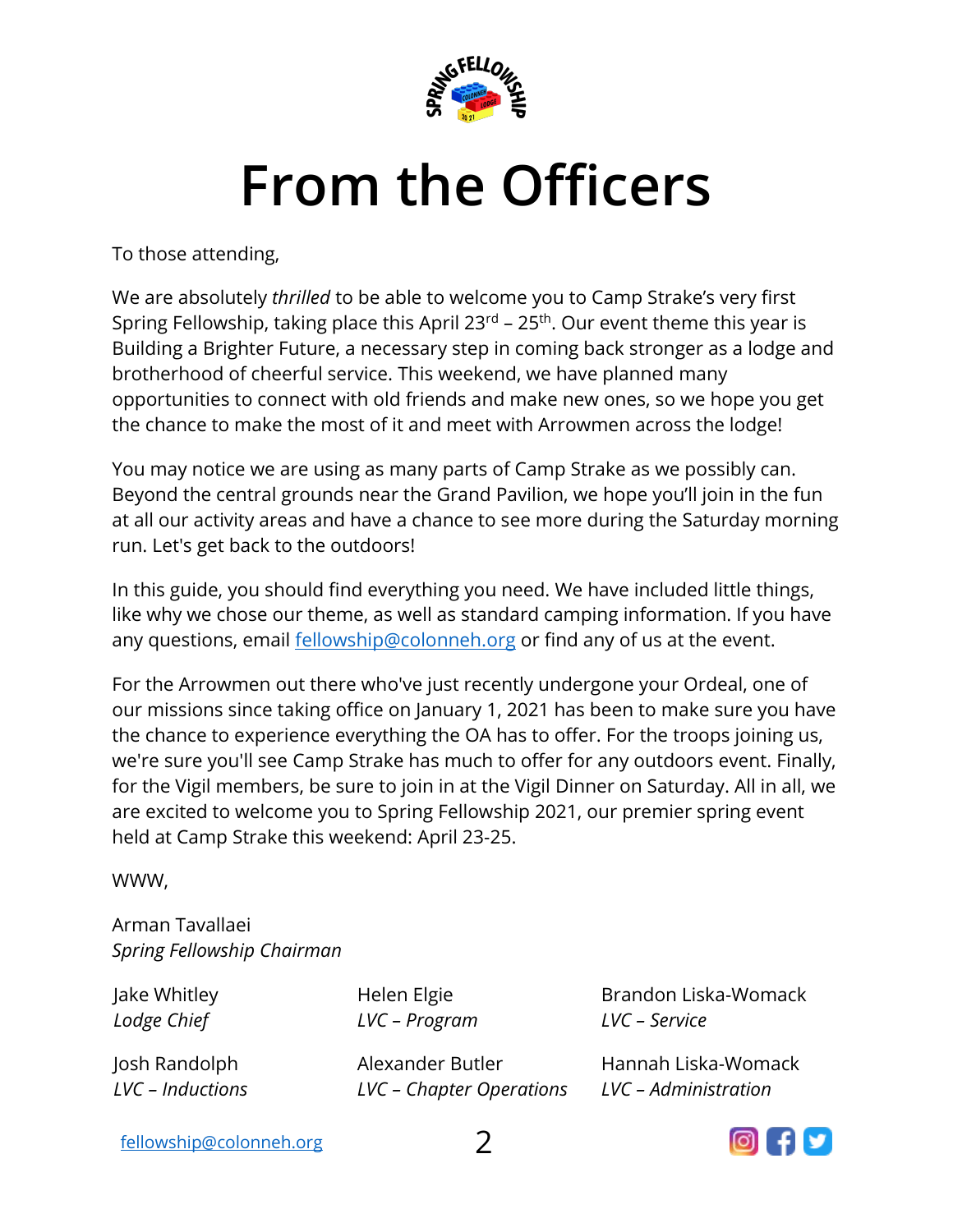# From the Officers

To those attending,

We are absolutely *thrilled* to be able to welcome you to Camp Strake's very first Spring Fellowship, taking place this April 23rd – 25th. Our event theme this year is Building a Brighter Future, a necessary step in coming back stronger as a lodge and brotherhood of cheerful service. This weekend, we have planned many opportunities to connect with old friends and make new ones, so we hope you get the chance to make the most of it and meet with Arrowmen across the lodge!

You may notice we are using as many parts of Camp Strake as we possibly can. Beyond the central grounds near the Grand Pavilion, we hope you'll join in the fun at all our activity areas and have a chance to see more during the Saturday morning run. Let's get back to the outdoors!

In this guide, you should find everything you need. We have included little things, like why we chose our theme, as well as standard camping information. If you have any questions, email fellowship@colonneh.org or find any of us at the event.

For the Arrowmen out there who've just recently undergone your Ordeal, one of our missions since taking office on January 1, 2021 has been to make sure you have the chance to experience everything the OA has to offer. For the troops joining us, we're sure you'll see Camp Strake has much to offer for any outdoors event. Finally, for the Vigil members, be sure to join in at the Vigil Dinner on Saturday. All in all, we are excited to welcome you to Spring Fellowship 2021, our premier spring event held at Camp Strake this weekend: April 23-25.

WWW,

Arman Tavallaei
*Spring Fellowship Chairman*

Jake Whitley
*Lodge Chief*

Helen Elgie
*LVC – Program*

Brandon Liska-Womack
*LVC – Service*

Josh Randolph
*LVC – Inductions*

Alexander Butler
*LVC – Chapter Operations*

Hannah Liska-Womack
*LVC – Administration*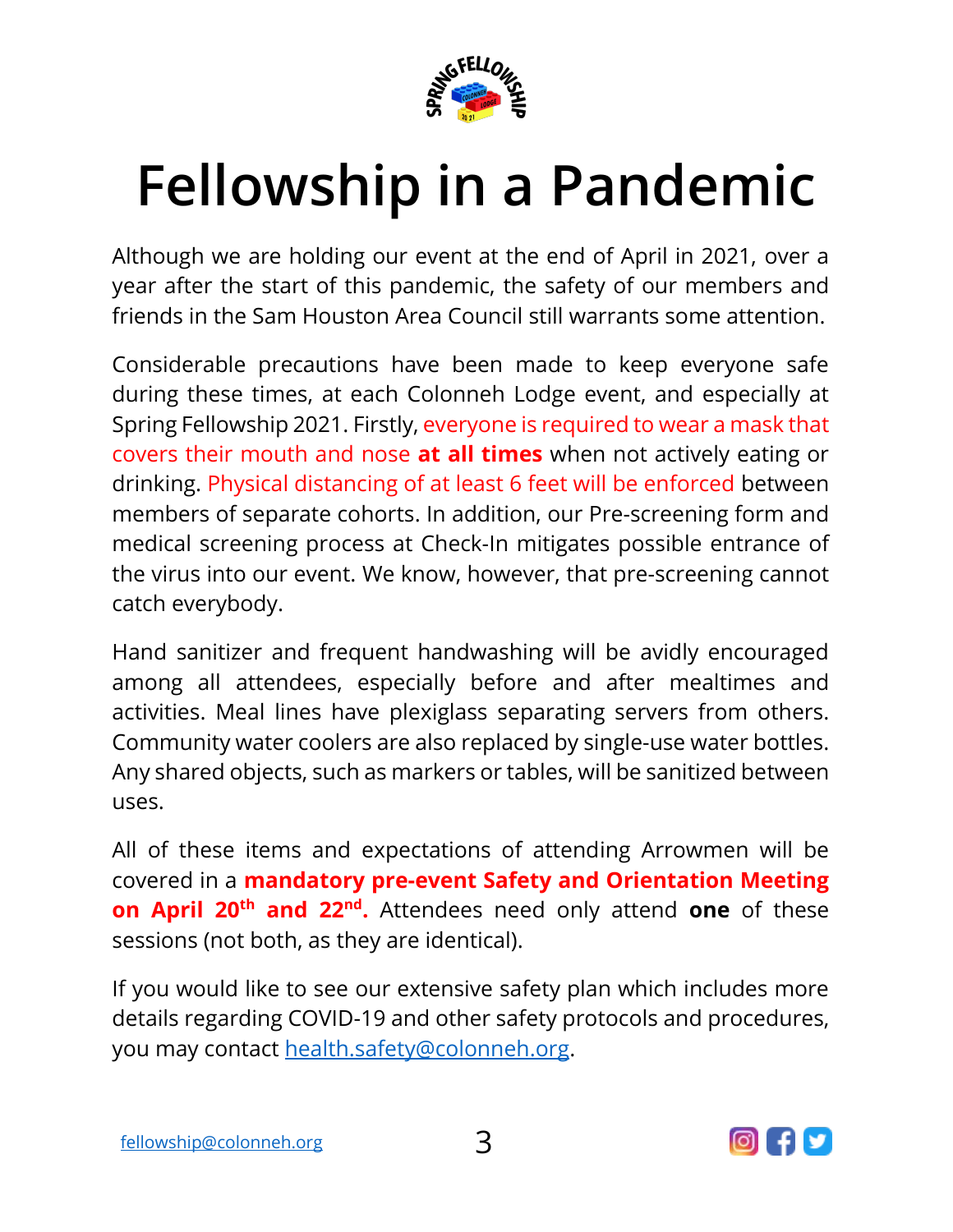# Fellowship in a Pandemic

Although we are holding our event at the end of April in 2021, over a year after the start of this pandemic, the safety of our members and friends in the Sam Houston Area Council still warrants some attention.

Considerable precautions have been made to keep everyone safe during these times, at each Colonneh Lodge event, and especially at Spring Fellowship 2021. Firstly, everyone is required to wear a mask that covers their mouth and nose **at all times** when not actively eating or drinking. Physical distancing of at least 6 feet will be enforced between members of separate cohorts. In addition, our Pre-screening form and medical screening process at Check-In mitigates possible entrance of the virus into our event. We know, however, that pre-screening cannot catch everybody.

Hand sanitizer and frequent handwashing will be avidly encouraged among all attendees, especially before and after mealtimes and activities. Meal lines have plexiglass separating servers from others. Community water coolers are also replaced by single-use water bottles. Any shared objects, such as markers or tables, will be sanitized between uses.

All of these items and expectations of attending Arrowmen will be covered in a **mandatory pre-event Safety and Orientation Meeting on April 20th and 22nd.** Attendees need only attend **one** of these sessions (not both, as they are identical).

If you would like to see our extensive safety plan which includes more details regarding COVID-19 and other safety protocols and procedures, you may contact health.safety@colonneh.org.

fellowship@colonneh.org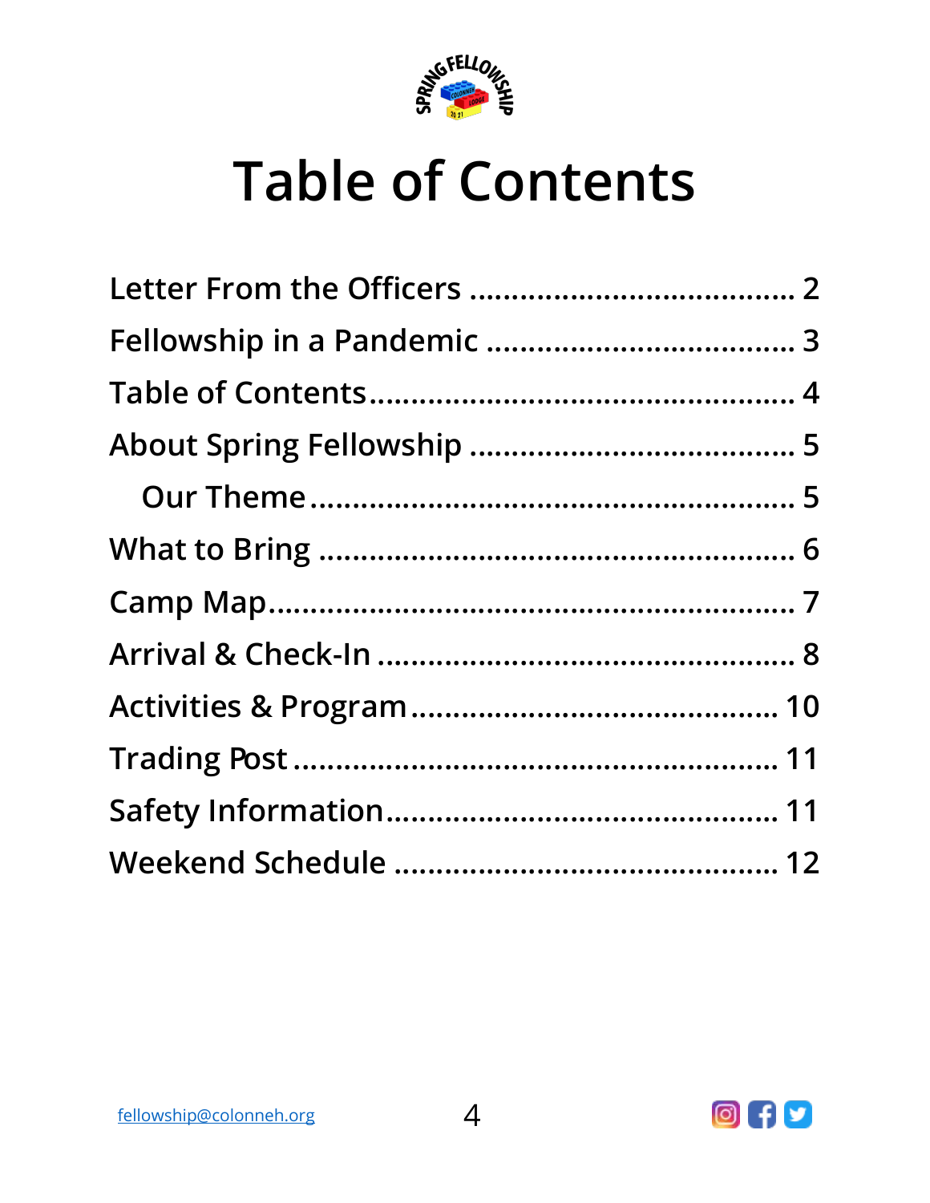# Table of Contents

Letter From the Officers .......................................... 2

Fellowship in a Pandemic ........................................ 3

Table of Contents..................................................... 4

About Spring Fellowship .......................................... 5

  Our Theme............................................................ 5

What to Bring .......................................................... 6

Camp Map................................................................ 7

Arrival & Check-In .................................................... 8

Activities & Program ............................................. 10

Trading Post ........................................................... 11

Safety Information.................................................. 11

Weekend Schedule ................................................ 12

fellowship@colonneh.org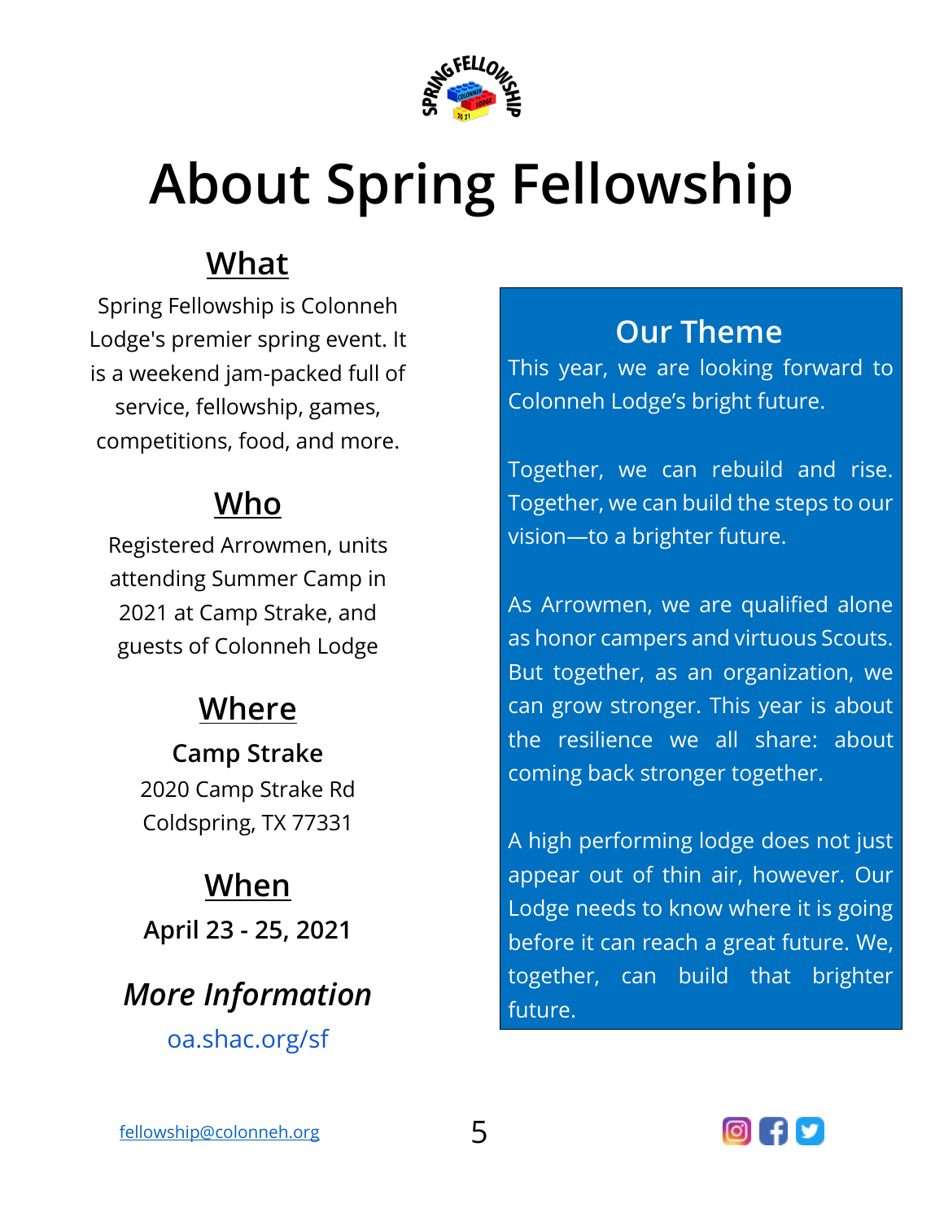# About Spring Fellowship

## What

Spring Fellowship is Colonneh Lodge's premier spring event. It is a weekend jam-packed full of service, fellowship, games, competitions, food, and more.

## Who

Registered Arrowmen, units attending Summer Camp in 2021 at Camp Strake, and guests of Colonneh Lodge

## Where

**Camp Strake**
2020 Camp Strake Rd
Coldspring, TX 77331

## When

**April 23 - 25, 2021**

## *More Information*

oa.shac.org/sf

## Our Theme

This year, we are looking forward to Colonneh Lodge's bright future.

Together, we can rebuild and rise. Together, we can build the steps to our vision—to a brighter future.

As Arrowmen, we are qualified alone as honor campers and virtuous Scouts. But together, as an organization, we can grow stronger. This year is about the resilience we all share: about coming back stronger together.

A high performing lodge does not just appear out of thin air, however. Our Lodge needs to know where it is going before it can reach a great future. We, together, can build that brighter future.

fellowship@colonneh.org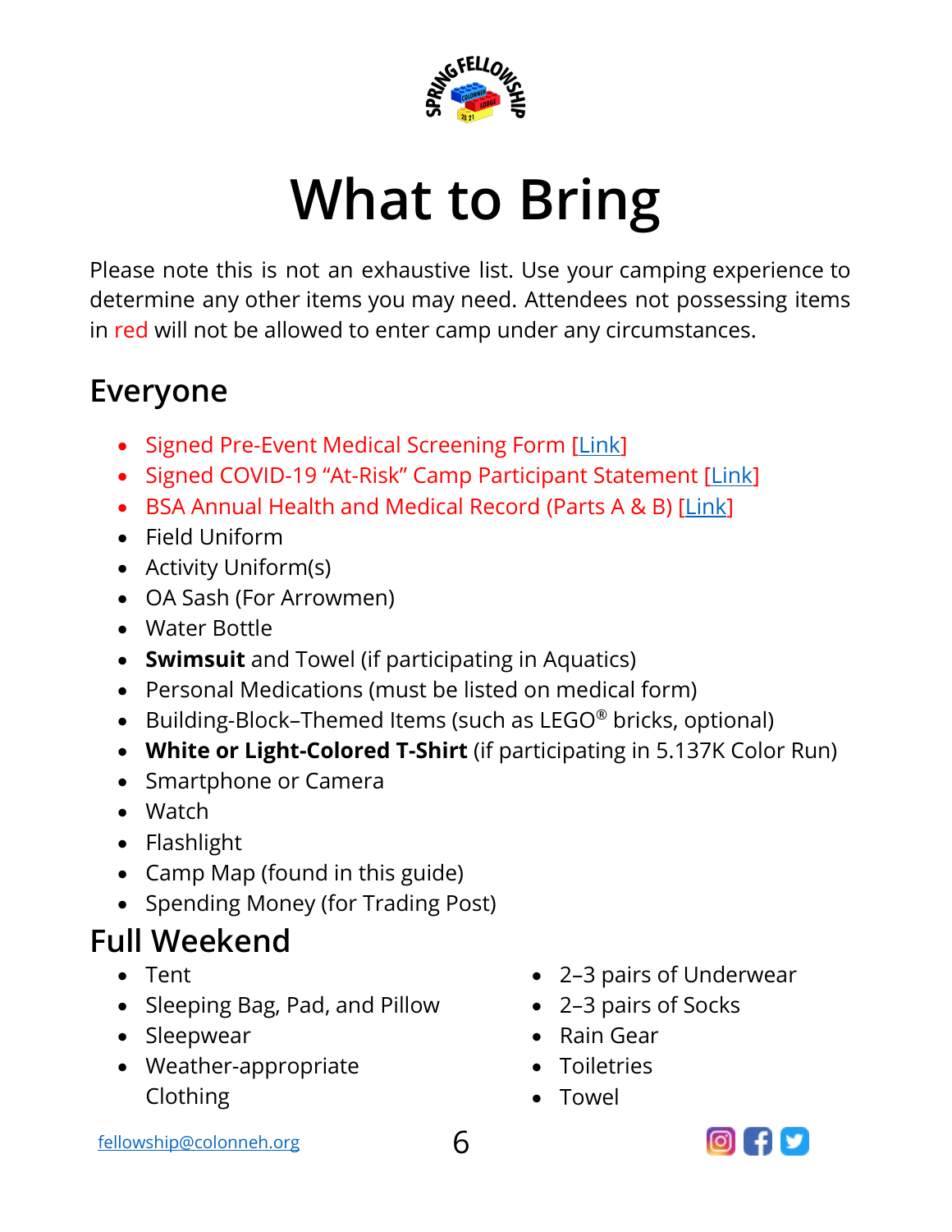# What to Bring

Please note this is not an exhaustive list. Use your camping experience to determine any other items you may need. Attendees not possessing items in red will not be allowed to enter camp under any circumstances.

## Everyone

- Signed Pre-Event Medical Screening Form [Link]
- Signed COVID-19 "At-Risk" Camp Participant Statement [Link]
- BSA Annual Health and Medical Record (Parts A & B) [Link]
- Field Uniform
- Activity Uniform(s)
- OA Sash (For Arrowmen)
- Water Bottle
- **Swimsuit** and Towel (if participating in Aquatics)
- Personal Medications (must be listed on medical form)
- Building-Block–Themed Items (such as LEGO® bricks, optional)
- **White or Light-Colored T-Shirt** (if participating in 5.137K Color Run)
- Smartphone or Camera
- Watch
- Flashlight
- Camp Map (found in this guide)
- Spending Money (for Trading Post)

## Full Weekend

- Tent
- Sleeping Bag, Pad, and Pillow
- Sleepwear
- Weather-appropriate Clothing
- 2–3 pairs of Underwear
- 2–3 pairs of Socks
- Rain Gear
- Toiletries
- Towel

fellowship@colonneh.org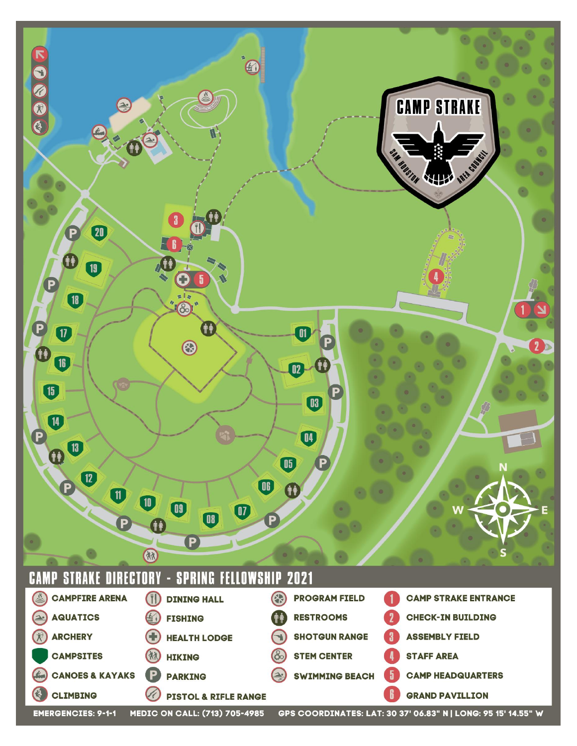# CAMP STRAKE DIRECTORY - SPRING FELLOWSHIP 2021

| | | | |
|---|---|---|---|
| CAMPFIRE ARENA | DINING HALL | PROGRAM FIELD | 1 CAMP STRAKE ENTRANCE |
| AQUATICS | FISHING | RESTROOMS | 2 CHECK-IN BUILDING |
| ARCHERY | HEALTH LODGE | SHOTGUN RANGE | 3 ASSEMBLY FIELD |
| CAMPSITES | HIKING | STEM CENTER | 4 STAFF AREA |
| CANOES & KAYAKS | PARKING | SWIMMING BEACH | 5 CAMP HEADQUARTERS |
| CLIMBING | PISTOL & RIFLE RANGE | | 6 GRAND PAVILLION |

EMERGENCIES: 9-1-1 MEDIC ON CALL: (713) 705-4985 GPS COORDINATES: LAT: 30 37' 06.83" N | LONG: 95 15' 14.55" W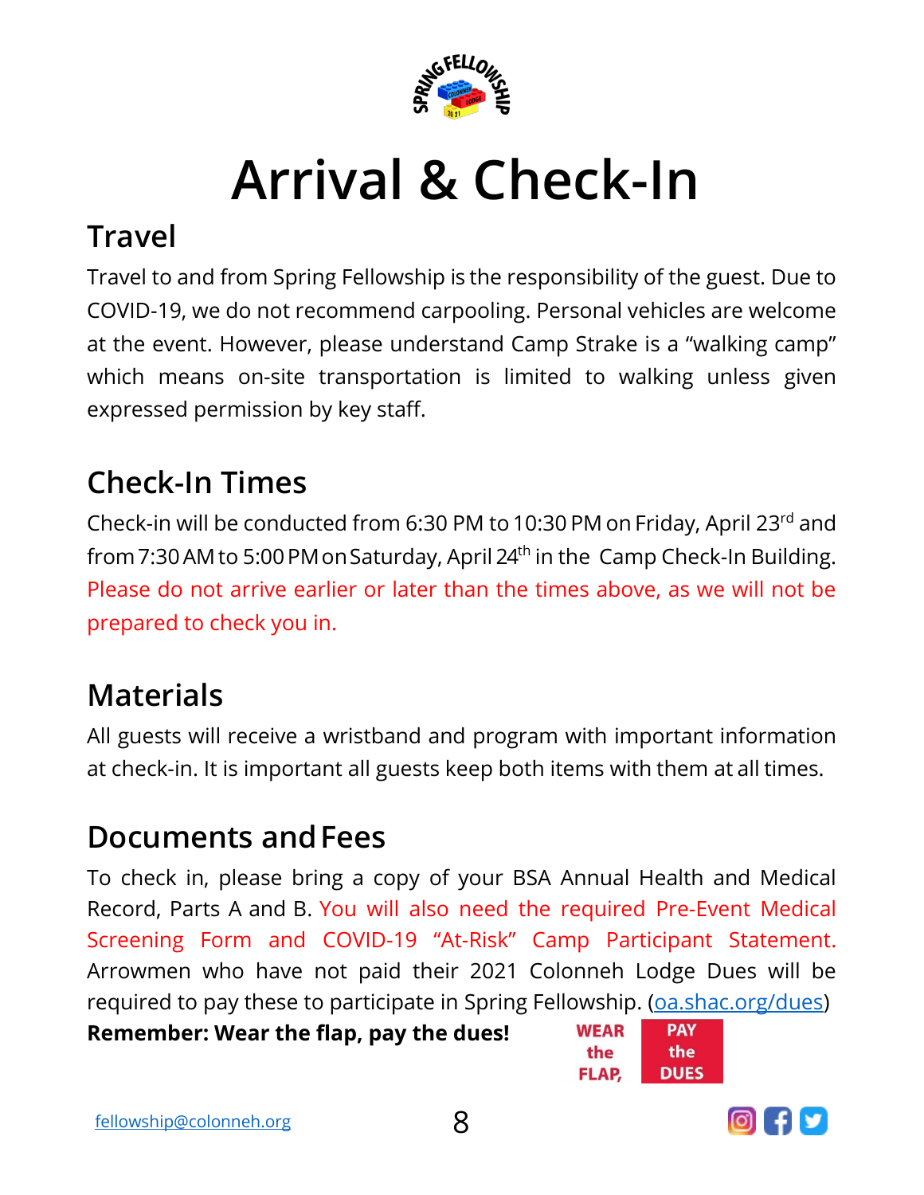# Arrival & Check-In

## Travel

Travel to and from Spring Fellowship is the responsibility of the guest. Due to COVID-19, we do not recommend carpooling. Personal vehicles are welcome at the event. However, please understand Camp Strake is a "walking camp" which means on-site transportation is limited to walking unless given expressed permission by key staff.

## Check-In Times

Check-in will be conducted from 6:30 PM to 10:30 PM on Friday, April 23rd and from 7:30 AM to 5:00 PM on Saturday, April 24th in the Camp Check-In Building. Please do not arrive earlier or later than the times above, as we will not be prepared to check you in.

## Materials

All guests will receive a wristband and program with important information at check-in. It is important all guests keep both items with them at all times.

## Documents and Fees

To check in, please bring a copy of your BSA Annual Health and Medical Record, Parts A and B. You will also need the required Pre-Event Medical Screening Form and COVID-19 "At-Risk" Camp Participant Statement. Arrowmen who have not paid their 2021 Colonneh Lodge Dues will be required to pay these to participate in Spring Fellowship. (oa.shac.org/dues)

**Remember: Wear the flap, pay the dues!**

WEAR the FLAP, PAY the DUES

fellowship@colonneh.org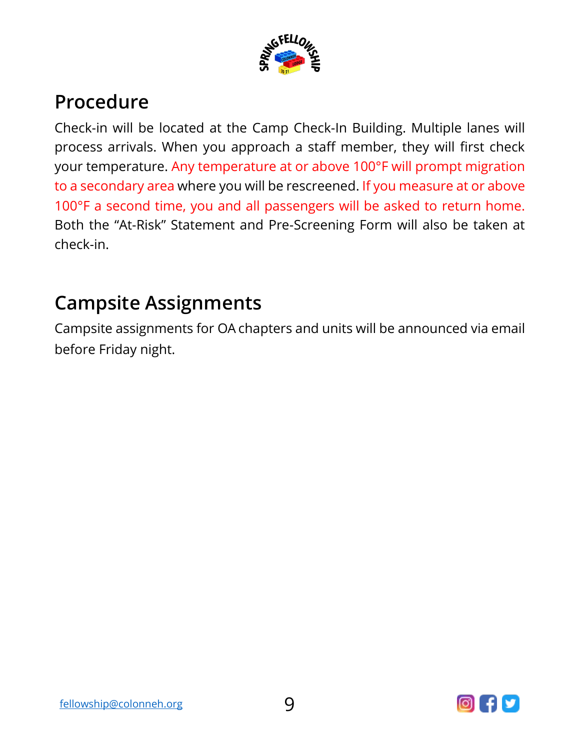## Procedure

Check-in will be located at the Camp Check-In Building. Multiple lanes will process arrivals. When you approach a staff member, they will first check your temperature. Any temperature at or above 100°F will prompt migration to a secondary area where you will be rescreened. If you measure at or above 100°F a second time, you and all passengers will be asked to return home. Both the "At-Risk" Statement and Pre-Screening Form will also be taken at check-in.

## Campsite Assignments

Campsite assignments for OA chapters and units will be announced via email before Friday night.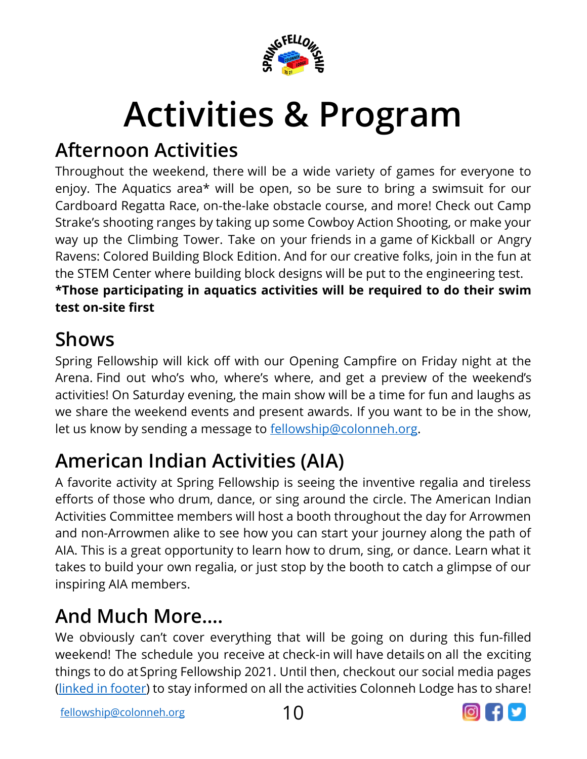# Activities & Program

## Afternoon Activities

Throughout the weekend, there will be a wide variety of games for everyone to enjoy. The Aquatics area* will be open, so be sure to bring a swimsuit for our Cardboard Regatta Race, on-the-lake obstacle course, and more! Check out Camp Strake's shooting ranges by taking up some Cowboy Action Shooting, or make your way up the Climbing Tower. Take on your friends in a game of Kickball or Angry Ravens: Colored Building Block Edition. And for our creative folks, join in the fun at the STEM Center where building block designs will be put to the engineering test.

**\*Those participating in aquatics activities will be required to do their swim test on-site first**

## Shows

Spring Fellowship will kick off with our Opening Campfire on Friday night at the Arena. Find out who's who, where's where, and get a preview of the weekend's activities! On Saturday evening, the main show will be a time for fun and laughs as we share the weekend events and present awards. If you want to be in the show, let us know by sending a message to fellowship@colonneh.org.

## American Indian Activities (AIA)

A favorite activity at Spring Fellowship is seeing the inventive regalia and tireless efforts of those who drum, dance, or sing around the circle. The American Indian Activities Committee members will host a booth throughout the day for Arrowmen and non-Arrowmen alike to see how you can start your journey along the path of AIA. This is a great opportunity to learn how to drum, sing, or dance. Learn what it takes to build your own regalia, or just stop by the booth to catch a glimpse of our inspiring AIA members.

## And Much More....

We obviously can't cover everything that will be going on during this fun-filled weekend! The schedule you receive at check-in will have details on all the exciting things to do at Spring Fellowship 2021. Until then, checkout our social media pages (linked in footer) to stay informed on all the activities Colonneh Lodge has to share!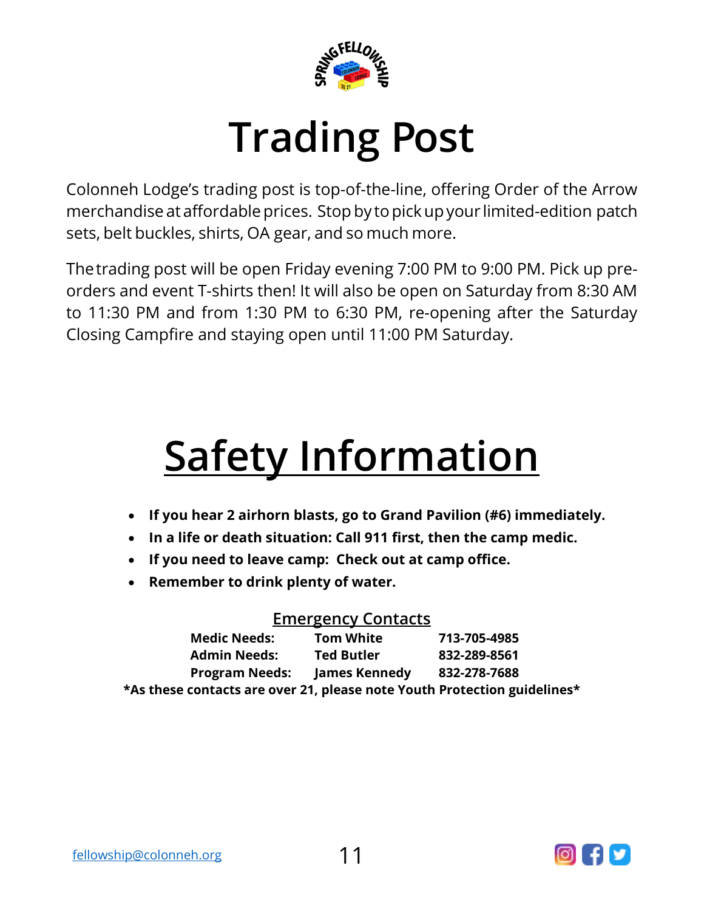# Trading Post

Colonneh Lodge's trading post is top-of-the-line, offering Order of the Arrow merchandise at affordable prices. Stop by to pick up your limited-edition patch sets, belt buckles, shirts, OA gear, and so much more.

The trading post will be open Friday evening 7:00 PM to 9:00 PM. Pick up pre-orders and event T-shirts then! It will also be open on Saturday from 8:30 AM to 11:30 PM and from 1:30 PM to 6:30 PM, re-opening after the Saturday Closing Campfire and staying open until 11:00 PM Saturday.

# Safety Information

- **If you hear 2 airhorn blasts, go to Grand Pavilion (#6) immediately.**
- **In a life or death situation: Call 911 first, then the camp medic.**
- **If you need to leave camp: Check out at camp office.**
- **Remember to drink plenty of water.**

## Emergency Contacts

| | | |
|---|---|---|
| **Medic Needs:** | **Tom White** | **713-705-4985** |
| **Admin Needs:** | **Ted Butler** | **832-289-8561** |
| **Program Needs:** | **James Kennedy** | **832-278-7688** |

**\*As these contacts are over 21, please note Youth Protection guidelines\***

fellowship@colonneh.org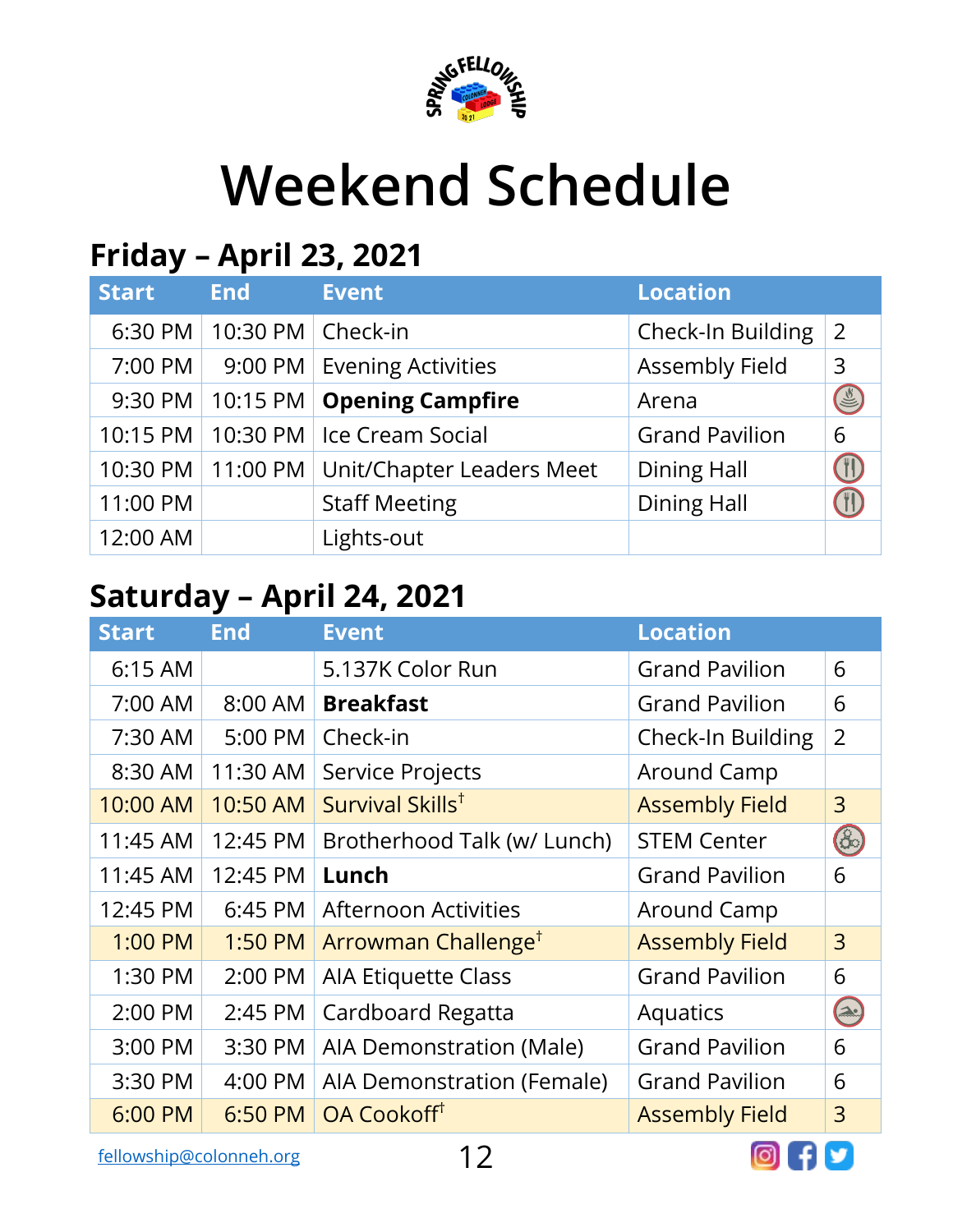# Weekend Schedule

## Friday – April 23, 2021

| Start | End | Event | Location | |
|---|---|---|---|---|
| 6:30 PM | 10:30 PM | Check-in | Check-In Building | 2 |
| 7:00 PM | 9:00 PM | Evening Activities | Assembly Field | 3 |
| 9:30 PM | 10:15 PM | **Opening Campfire** | Arena | |
| 10:15 PM | 10:30 PM | Ice Cream Social | Grand Pavilion | 6 |
| 10:30 PM | 11:00 PM | Unit/Chapter Leaders Meet | Dining Hall | |
| 11:00 PM | | Staff Meeting | Dining Hall | |
| 12:00 AM | | Lights-out | | |

## Saturday – April 24, 2021

| Start | End | Event | Location | |
|---|---|---|---|---|
| 6:15 AM | | 5.137K Color Run | Grand Pavilion | 6 |
| 7:00 AM | 8:00 AM | **Breakfast** | Grand Pavilion | 6 |
| 7:30 AM | 5:00 PM | Check-in | Check-In Building | 2 |
| 8:30 AM | 11:30 AM | Service Projects | Around Camp | |
| 10:00 AM | 10:50 AM | Survival Skills† | Assembly Field | 3 |
| 11:45 AM | 12:45 PM | Brotherhood Talk (w/ Lunch) | STEM Center | |
| 11:45 AM | 12:45 PM | **Lunch** | Grand Pavilion | 6 |
| 12:45 PM | 6:45 PM | Afternoon Activities | Around Camp | |
| 1:00 PM | 1:50 PM | Arrowman Challenge† | Assembly Field | 3 |
| 1:30 PM | 2:00 PM | AIA Etiquette Class | Grand Pavilion | 6 |
| 2:00 PM | 2:45 PM | Cardboard Regatta | Aquatics | |
| 3:00 PM | 3:30 PM | AIA Demonstration (Male) | Grand Pavilion | 6 |
| 3:30 PM | 4:00 PM | AIA Demonstration (Female) | Grand Pavilion | 6 |
| 6:00 PM | 6:50 PM | OA Cookoff† | Assembly Field | 3 |

fellowship@colonneh.org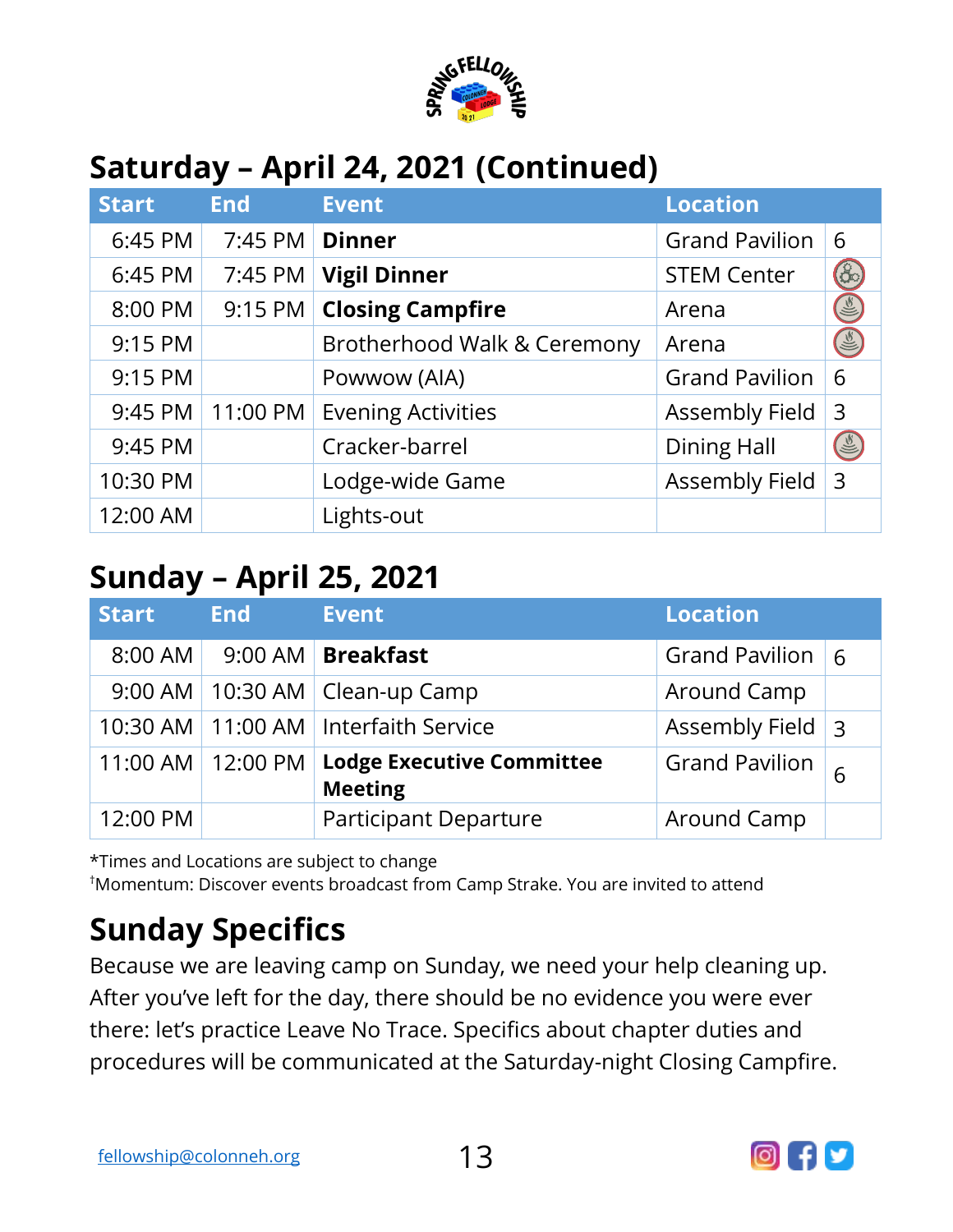## Saturday – April 24, 2021 (Continued)

| Start | End | Event | Location | |
|---|---|---|---|---|
| 6:45 PM | 7:45 PM | **Dinner** | Grand Pavilion | 6 |
| 6:45 PM | 7:45 PM | **Vigil Dinner** | STEM Center | |
| 8:00 PM | 9:15 PM | **Closing Campfire** | Arena | |
| 9:15 PM | | Brotherhood Walk & Ceremony | Arena | |
| 9:15 PM | | Powwow (AIA) | Grand Pavilion | 6 |
| 9:45 PM | 11:00 PM | Evening Activities | Assembly Field | 3 |
| 9:45 PM | | Cracker-barrel | Dining Hall | |
| 10:30 PM | | Lodge-wide Game | Assembly Field | 3 |
| 12:00 AM | | Lights-out | | |

## Sunday – April 25, 2021

| Start | End | Event | Location | |
|---|---|---|---|---|
| 8:00 AM | 9:00 AM | **Breakfast** | Grand Pavilion | 6 |
| 9:00 AM | 10:30 AM | Clean-up Camp | Around Camp | |
| 10:30 AM | 11:00 AM | Interfaith Service | Assembly Field | 3 |
| 11:00 AM | 12:00 PM | **Lodge Executive Committee Meeting** | Grand Pavilion | 6 |
| 12:00 PM | | Participant Departure | Around Camp | |

*Times and Locations are subject to change

†Momentum: Discover events broadcast from Camp Strake. You are invited to attend

## Sunday Specifics

Because we are leaving camp on Sunday, we need your help cleaning up. After you've left for the day, there should be no evidence you were ever there: let's practice Leave No Trace. Specifics about chapter duties and procedures will be communicated at the Saturday-night Closing Campfire.

fellowship@colonneh.org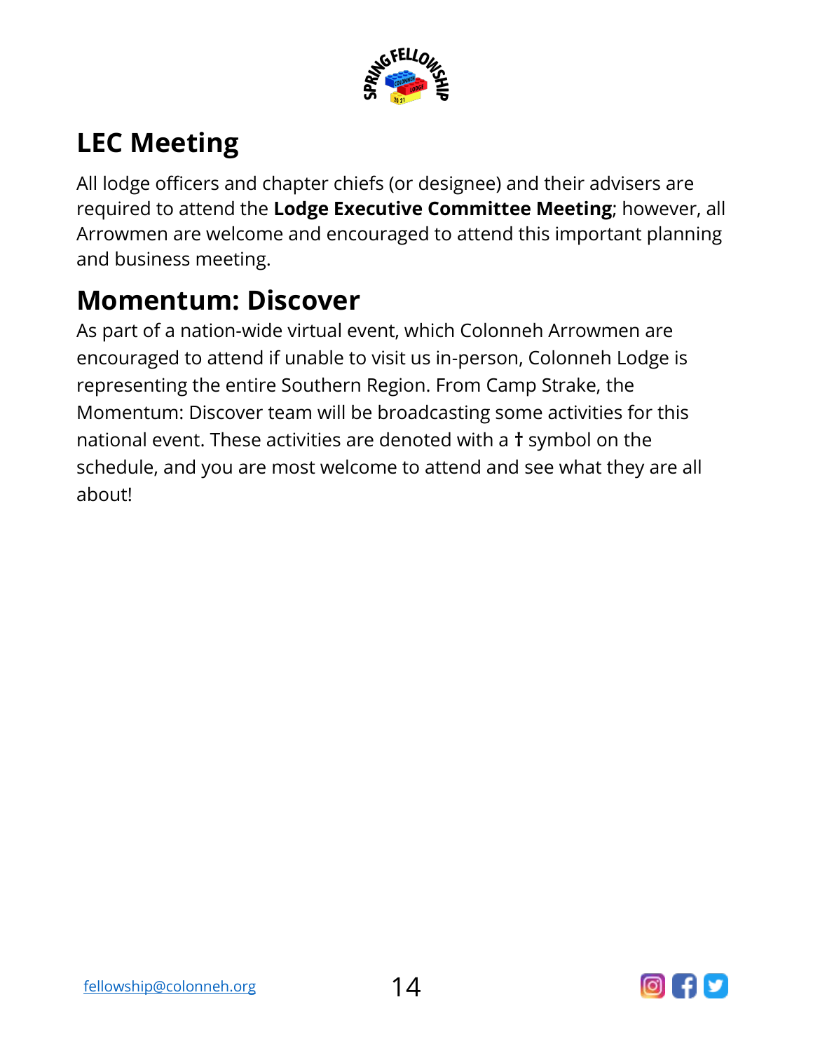## LEC Meeting

All lodge officers and chapter chiefs (or designee) and their advisers are required to attend the **Lodge Executive Committee Meeting**; however, all Arrowmen are welcome and encouraged to attend this important planning and business meeting.

## Momentum: Discover

As part of a nation-wide virtual event, which Colonneh Arrowmen are encouraged to attend if unable to visit us in-person, Colonneh Lodge is representing the entire Southern Region. From Camp Strake, the Momentum: Discover team will be broadcasting some activities for this national event. These activities are denoted with a † symbol on the schedule, and you are most welcome to attend and see what they are all about!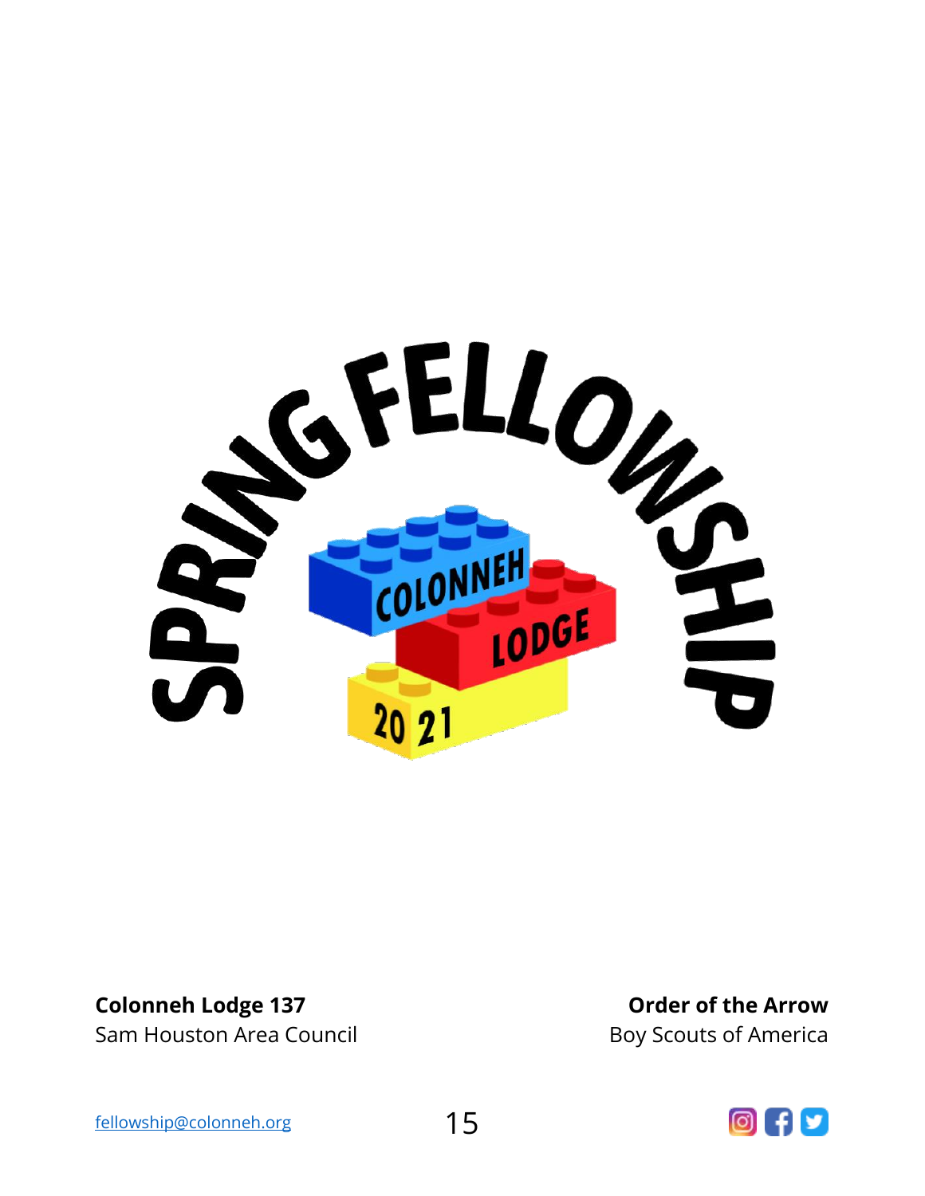SPRING FELLOWSHIP

COLONNEH LODGE 2021

**Colonneh Lodge 137**
Sam Houston Area Council

**Order of the Arrow**
Boy Scouts of America

fellowship@colonneh.org